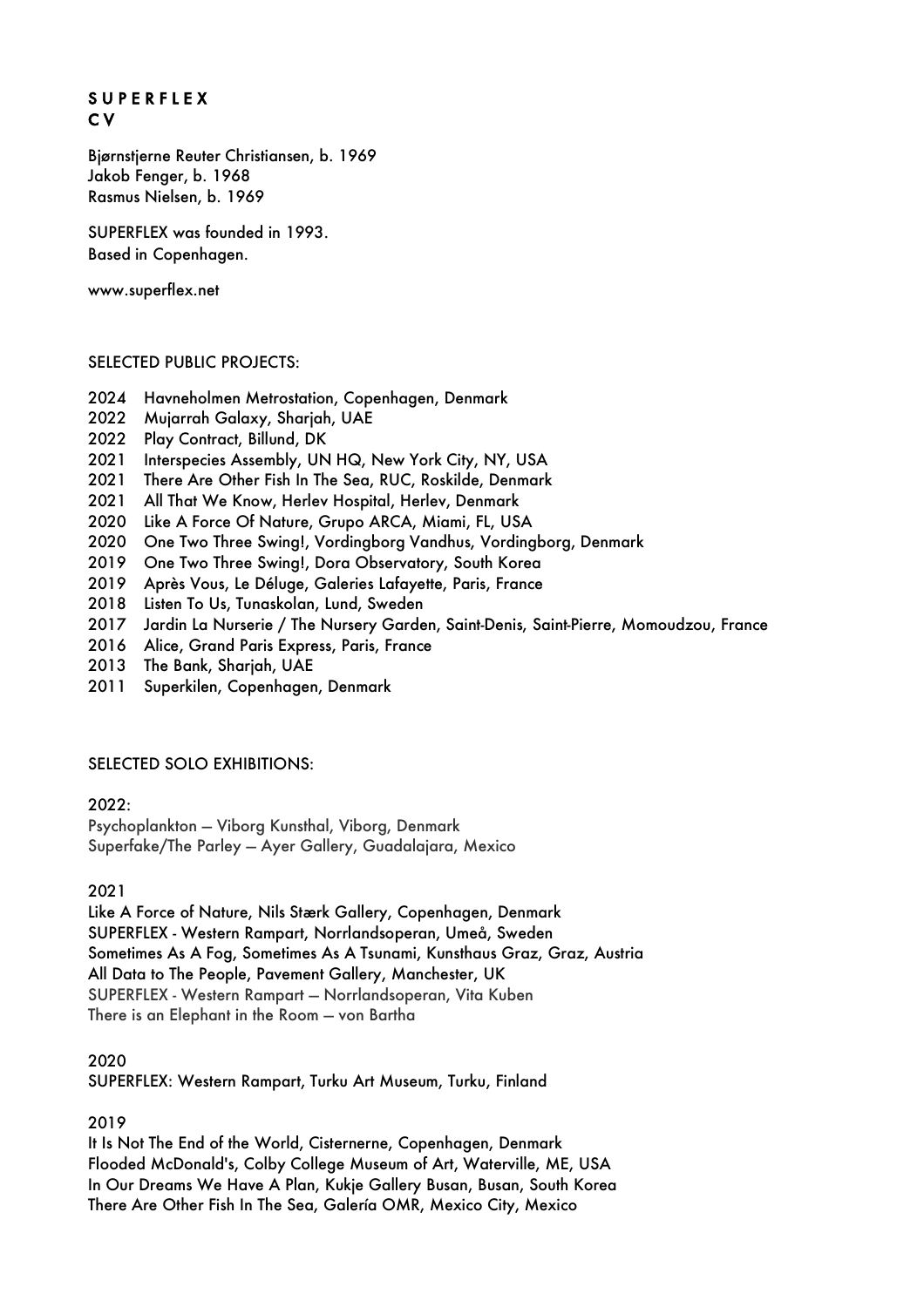# SUPERFLEX
## CV

Bjørnstjerne Reuter Christiansen, b. 1969
Jakob Fenger, b. 1968
Rasmus Nielsen, b. 1969

SUPERFLEX was founded in 1993.
Based in Copenhagen.

www.superflex.net

### SELECTED PUBLIC PROJECTS:

2024 Havneholmen Metrostation, Copenhagen, Denmark
2022 Mujarrah Galaxy, Sharjah, UAE
2022 Play Contract, Billund, DK
2021 Interspecies Assembly, UN HQ, New York City, NY, USA
2021 There Are Other Fish In The Sea, RUC, Roskilde, Denmark
2021 All That We Know, Herlev Hospital, Herlev, Denmark
2020 Like A Force Of Nature, Grupo ARCA, Miami, FL, USA
2020 One Two Three Swing!, Vordingborg Vandhus, Vordingborg, Denmark
2019 One Two Three Swing!, Dora Observatory, South Korea
2019 Après Vous, Le Déluge, Galeries Lafayette, Paris, France
2018 Listen To Us, Tunaskolan, Lund, Sweden
2017 Jardin La Nurserie / The Nursery Garden, Saint-Denis, Saint-Pierre, Momoudzou, France
2016 Alice, Grand Paris Express, Paris, France
2013 The Bank, Sharjah, UAE
2011 Superkilen, Copenhagen, Denmark

### SELECTED SOLO EXHIBITIONS:

2022:
Psychoplankton – Viborg Kunsthal, Viborg, Denmark
Superfake/The Parley – Ayer Gallery, Guadalajara, Mexico

2021
Like A Force of Nature, Nils Stærk Gallery, Copenhagen, Denmark
SUPERFLEX - Western Rampart, Norrlandsoperan, Umeå, Sweden
Sometimes As A Fog, Sometimes As A Tsunami, Kunsthaus Graz, Graz, Austria
All Data to The People, Pavement Gallery, Manchester, UK
SUPERFLEX - Western Rampart – Norrlandsoperan, Vita Kuben
There is an Elephant in the Room – von Bartha

2020
SUPERFLEX: Western Rampart, Turku Art Museum, Turku, Finland

2019
It Is Not The End of the World, Cisternerne, Copenhagen, Denmark
Flooded McDonald's, Colby College Museum of Art, Waterville, ME, USA
In Our Dreams We Have A Plan, Kukje Gallery Busan, Busan, South Korea
There Are Other Fish In The Sea, Galería OMR, Mexico City, Mexico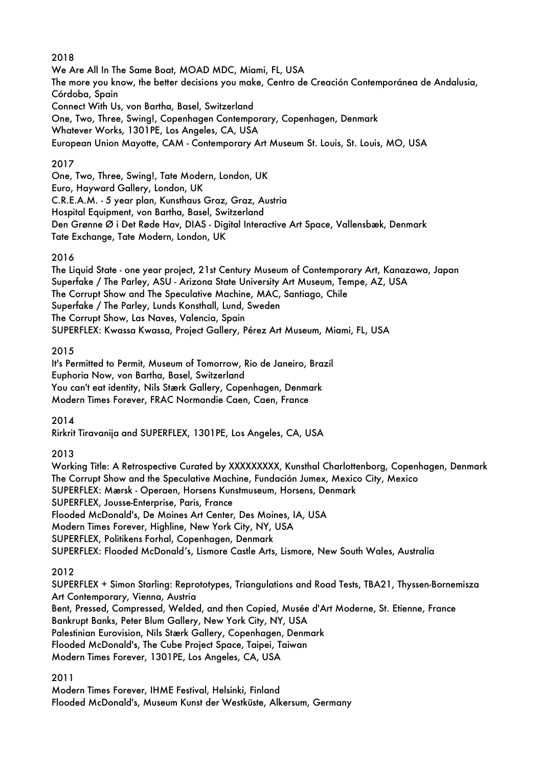2018

We Are All In The Same Boat, MOAD MDC, Miami, FL, USA
The more you know, the better decisions you make, Centro de Creación Contemporánea de Andalusia, Córdoba, Spain
Connect With Us, von Bartha, Basel, Switzerland
One, Two, Three, Swing!, Copenhagen Contemporary, Copenhagen, Denmark
Whatever Works, 1301PE, Los Angeles, CA, USA
European Union Mayotte, CAM - Contemporary Art Museum St. Louis, St. Louis, MO, USA

2017

One, Two, Three, Swing!, Tate Modern, London, UK
Euro, Hayward Gallery, London, UK
C.R.E.A.M. - 5 year plan, Kunsthaus Graz, Graz, Austria
Hospital Equipment, von Bartha, Basel, Switzerland
Den Grønne Ø i Det Røde Hav, DIAS - Digital Interactive Art Space, Vallensbæk, Denmark
Tate Exchange, Tate Modern, London, UK

2016

The Liquid State - one year project, 21st Century Museum of Contemporary Art, Kanazawa, Japan
Superfake / The Parley, ASU - Arizona State University Art Museum, Tempe, AZ, USA
The Corrupt Show and The Speculative Machine, MAC, Santiago, Chile
Superfake / The Parley, Lunds Konsthall, Lund, Sweden
The Corrupt Show, Las Naves, Valencia, Spain
SUPERFLEX: Kwassa Kwassa, Project Gallery, Pérez Art Museum, Miami, FL, USA

2015

It's Permitted to Permit, Museum of Tomorrow, Rio de Janeiro, Brazil
Euphoria Now, von Bartha, Basel, Switzerland
You can't eat identity, Nils Stærk Gallery, Copenhagen, Denmark
Modern Times Forever, FRAC Normandie Caen, Caen, France

2014

Rirkrit Tiravanija and SUPERFLEX, 1301PE, Los Angeles, CA, USA

2013

Working Title: A Retrospective Curated by XXXXXXXXX, Kunsthal Charlottenborg, Copenhagen, Denmark
The Corrupt Show and the Speculative Machine, Fundación Jumex, Mexico City, Mexico
SUPERFLEX: Mærsk - Operaen, Horsens Kunstmuseum, Horsens, Denmark
SUPERFLEX, Jousse-Enterprise, Paris, France
Flooded McDonald's, De Moines Art Center, Des Moines, IA, USA
Modern Times Forever, Highline, New York City, NY, USA
SUPERFLEX, Politikens Forhal, Copenhagen, Denmark
SUPERFLEX: Flooded McDonald's, Lismore Castle Arts, Lismore, New South Wales, Australia

2012

SUPERFLEX + Simon Starling: Reprototypes, Triangulations and Road Tests, TBA21, Thyssen-Bornemisza Art Contemporary, Vienna, Austria
Bent, Pressed, Compressed, Welded, and then Copied, Musée d'Art Moderne, St. Etienne, France
Bankrupt Banks, Peter Blum Gallery, New York City, NY, USA
Palestinian Eurovision, Nils Stærk Gallery, Copenhagen, Denmark
Flooded McDonald's, The Cube Project Space, Taipei, Taiwan
Modern Times Forever, 1301PE, Los Angeles, CA, USA

2011

Modern Times Forever, IHME Festival, Helsinki, Finland
Flooded McDonald's, Museum Kunst der Westküste, Alkersum, Germany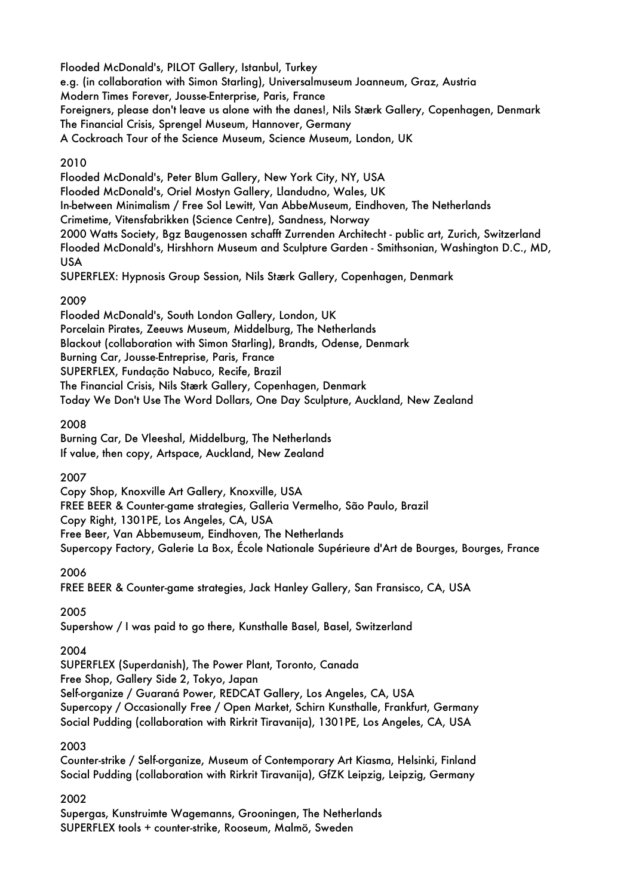Flooded McDonald's, PILOT Gallery, Istanbul, Turkey
e.g. (in collaboration with Simon Starling), Universalmuseum Joanneum, Graz, Austria
Modern Times Forever, Jousse-Enterprise, Paris, France
Foreigners, please don't leave us alone with the danes!, Nils Stærk Gallery, Copenhagen, Denmark
The Financial Crisis, Sprengel Museum, Hannover, Germany
A Cockroach Tour of the Science Museum, Science Museum, London, UK

2010
Flooded McDonald's, Peter Blum Gallery, New York City, NY, USA
Flooded McDonald's, Oriel Mostyn Gallery, Llandudno, Wales, UK
In-between Minimalism / Free Sol Lewitt, Van AbbeMuseum, Eindhoven, The Netherlands
Crimetime, Vitensfabrikken (Science Centre), Sandness, Norway
2000 Watts Society, Bgz Baugenossen schafft Zurrenden Architecht - public art, Zurich, Switzerland
Flooded McDonald's, Hirshhorn Museum and Sculpture Garden - Smithsonian, Washington D.C., MD, USA
SUPERFLEX: Hypnosis Group Session, Nils Stærk Gallery, Copenhagen, Denmark

2009
Flooded McDonald's, South London Gallery, London, UK
Porcelain Pirates, Zeeuws Museum, Middelburg, The Netherlands
Blackout (collaboration with Simon Starling), Brandts, Odense, Denmark
Burning Car, Jousse-Entreprise, Paris, France
SUPERFLEX, Fundação Nabuco, Recife, Brazil
The Financial Crisis, Nils Stærk Gallery, Copenhagen, Denmark
Today We Don't Use The Word Dollars, One Day Sculpture, Auckland, New Zealand

2008
Burning Car, De Vleeshal, Middelburg, The Netherlands
If value, then copy, Artspace, Auckland, New Zealand

2007
Copy Shop, Knoxville Art Gallery, Knoxville, USA
FREE BEER & Counter-game strategies, Galleria Vermelho, São Paulo, Brazil
Copy Right, 1301PE, Los Angeles, CA, USA
Free Beer, Van Abbemuseum, Eindhoven, The Netherlands
Supercopy Factory, Galerie La Box, École Nationale Supérieure d'Art de Bourges, Bourges, France

2006
FREE BEER & Counter-game strategies, Jack Hanley Gallery, San Fransisco, CA, USA

2005
Supershow / I was paid to go there, Kunsthalle Basel, Basel, Switzerland

2004
SUPERFLEX (Superdanish), The Power Plant, Toronto, Canada
Free Shop, Gallery Side 2, Tokyo, Japan
Self-organize / Guaraná Power, REDCAT Gallery, Los Angeles, CA, USA
Supercopy / Occasionally Free / Open Market, Schirn Kunsthalle, Frankfurt, Germany
Social Pudding (collaboration with Rirkrit Tiravanija), 1301PE, Los Angeles, CA, USA

2003
Counter-strike / Self-organize, Museum of Contemporary Art Kiasma, Helsinki, Finland
Social Pudding (collaboration with Rirkrit Tiravanija), GfZK Leipzig, Leipzig, Germany

2002
Supergas, Kunstruimte Wagemanns, Grooningen, The Netherlands
SUPERFLEX tools + counter-strike, Rooseum, Malmö, Sweden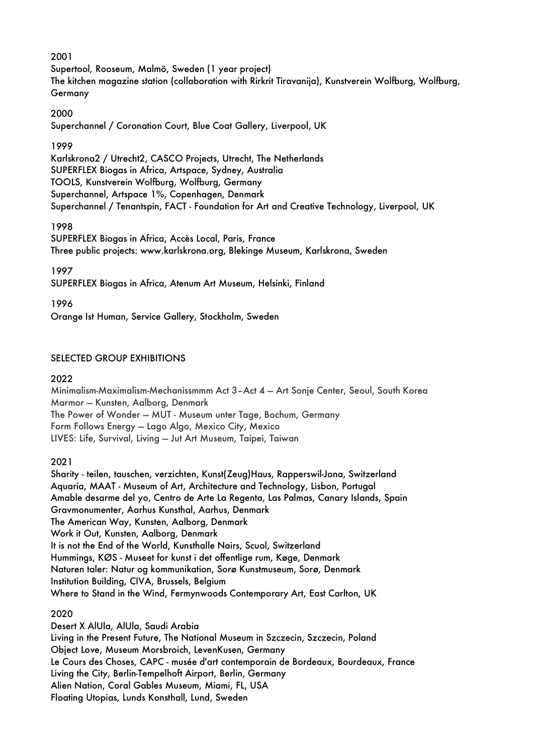2001

Supertool, Rooseum, Malmö, Sweden (1 year project)
The kitchen magazine station (collaboration with Rirkrit Tiravanija), Kunstverein Wolfburg, Wolfburg, Germany

2000

Superchannel / Coronation Court, Blue Coat Gallery, Liverpool, UK

1999

Karlskrona2 / Utrecht2, CASCO Projects, Utrecht, The Netherlands
SUPERFLEX Biogas in Africa, Artspace, Sydney, Australia
TOOLS, Kunstverein Wolfburg, Wolfburg, Germany
Superchannel, Artspace 1%, Copenhagen, Denmark
Superchannel / Tenantspin, FACT - Foundation for Art and Creative Technology, Liverpool, UK

1998

SUPERFLEX Biogas in Africa, Accès Local, Paris, France
Three public projects: www.karlskrona.org, Blekinge Museum, Karlskrona, Sweden

1997

SUPERFLEX Biogas in Africa, Atenum Art Museum, Helsinki, Finland

1996

Orange Ist Human, Service Gallery, Stockholm, Sweden

## SELECTED GROUP EXHIBITIONS

2022

Minimalism-Maximalism-Mechanissmmm Act 3–Act 4 — Art Sonje Center, Seoul, South Korea
Marmor — Kunsten, Aalborg, Denmark
The Power of Wonder — MUT - Museum unter Tage, Bochum, Germany
Form Follows Energy — Lago Algo, Mexico City, Mexico
LIVES: Life, Survival, Living — Jut Art Museum, Taipei, Taiwan

2021

Sharity - teilen, tauschen, verzichten, Kunst(Zeug)Haus, Rapperswil-Jona, Switzerland
Aquaria, MAAT - Museum of Art, Architecture and Technology, Lisbon, Portugal
Amable desarme del yo, Centro de Arte La Regenta, Las Palmas, Canary Islands, Spain
Gravmonumenter, Aarhus Kunsthal, Aarhus, Denmark
The American Way, Kunsten, Aalborg, Denmark
Work it Out, Kunsten, Aalborg, Denmark
It is not the End of the World, Kunsthalle Nairs, Scuol, Switzerland
Hummings, KØS - Museet for kunst i det offentlige rum, Køge, Denmark
Naturen taler: Natur og kommunikation, Sorø Kunstmuseum, Sorø, Denmark
Institution Building, CIVA, Brussels, Belgium
Where to Stand in the Wind, Fermynwoods Contemporary Art, East Carlton, UK

2020

Desert X AlUla, AlUla, Saudi Arabia
Living in the Present Future, The National Museum in Szczecin, Szczecin, Poland
Object Love, Museum Morsbroich, LevenKusen, Germany
Le Cours des Choses, CAPC - musée d'art contemporain de Bordeaux, Bourdeaux, France
Living the City, Berlin-Tempelhoft Airport, Berlin, Germany
Alien Nation, Coral Gables Museum, Miami, FL, USA
Floating Utopias, Lunds Konsthall, Lund, Sweden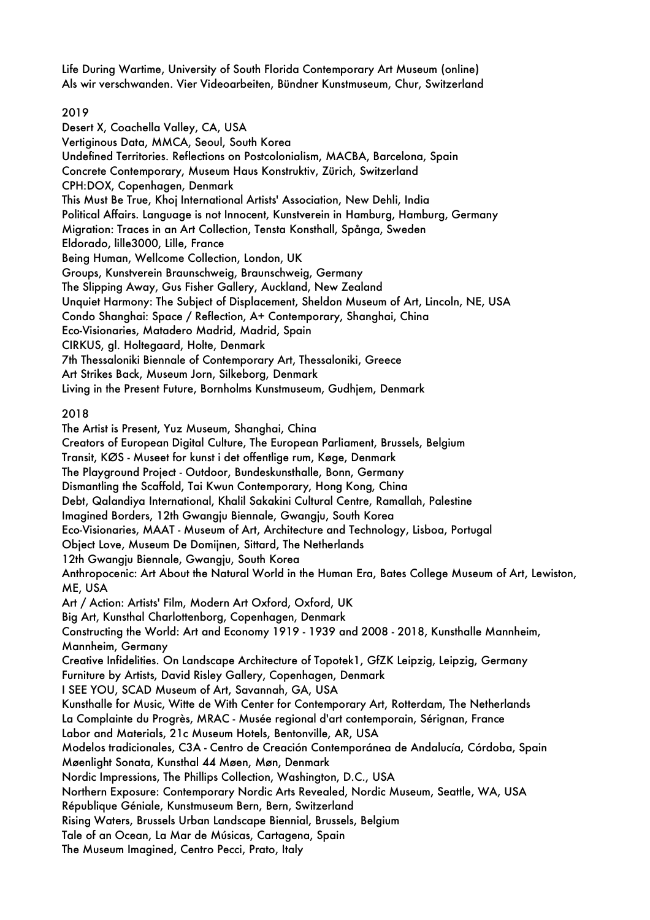Life During Wartime, University of South Florida Contemporary Art Museum (online)
Als wir verschwanden. Vier Videoarbeiten, Bündner Kunstmuseum, Chur, Switzerland

2019

Desert X, Coachella Valley, CA, USA
Vertiginous Data, MMCA, Seoul, South Korea
Undefined Territories. Reflections on Postcolonialism, MACBA, Barcelona, Spain
Concrete Contemporary, Museum Haus Konstruktiv, Zürich, Switzerland
CPH:DOX, Copenhagen, Denmark
This Must Be True, Khoj International Artists' Association, New Dehli, India
Political Affairs. Language is not Innocent, Kunstverein in Hamburg, Hamburg, Germany
Migration: Traces in an Art Collection, Tensta Konsthall, Spånga, Sweden
Eldorado, lille3000, Lille, France
Being Human, Wellcome Collection, London, UK
Groups, Kunstverein Braunschweig, Braunschweig, Germany
The Slipping Away, Gus Fisher Gallery, Auckland, New Zealand
Unquiet Harmony: The Subject of Displacement, Sheldon Museum of Art, Lincoln, NE, USA
Condo Shanghai: Space / Reflection, A+ Contemporary, Shanghai, China
Eco-Visionaries, Matadero Madrid, Madrid, Spain
CIRKUS, gl. Holtegaard, Holte, Denmark
7th Thessaloniki Biennale of Contemporary Art, Thessaloniki, Greece
Art Strikes Back, Museum Jorn, Silkeborg, Denmark
Living in the Present Future, Bornholms Kunstmuseum, Gudhjem, Denmark

2018

The Artist is Present, Yuz Museum, Shanghai, China
Creators of European Digital Culture, The European Parliament, Brussels, Belgium
Transit, KØS - Museet for kunst i det offentlige rum, Køge, Denmark
The Playground Project - Outdoor, Bundeskunsthalle, Bonn, Germany
Dismantling the Scaffold, Tai Kwun Contemporary, Hong Kong, China
Debt, Qalandiya International, Khalil Sakakini Cultural Centre, Ramallah, Palestine
Imagined Borders, 12th Gwangju Biennale, Gwangju, South Korea
Eco-Visionaries, MAAT - Museum of Art, Architecture and Technology, Lisboa, Portugal
Object Love, Museum De Domijnen, Sittard, The Netherlands
12th Gwangju Biennale, Gwangju, South Korea
Anthropocenic: Art About the Natural World in the Human Era, Bates College Museum of Art, Lewiston, ME, USA
Art / Action: Artists' Film, Modern Art Oxford, Oxford, UK
Big Art, Kunsthal Charlottenborg, Copenhagen, Denmark
Constructing the World: Art and Economy 1919 - 1939 and 2008 - 2018, Kunsthalle Mannheim, Mannheim, Germany
Creative Infidelities. On Landscape Architecture of Topotek1, GfZK Leipzig, Leipzig, Germany
Furniture by Artists, David Risley Gallery, Copenhagen, Denmark
I SEE YOU, SCAD Museum of Art, Savannah, GA, USA
Kunsthalle for Music, Witte de With Center for Contemporary Art, Rotterdam, The Netherlands
La Complainte du Progrès, MRAC - Musée regional d'art contemporain, Sérignan, France
Labor and Materials, 21c Museum Hotels, Bentonville, AR, USA
Modelos tradicionales, C3A - Centro de Creación Contemporánea de Andalucía, Córdoba, Spain
Møenlight Sonata, Kunsthal 44 Møen, Møn, Denmark
Nordic Impressions, The Phillips Collection, Washington, D.C., USA
Northern Exposure: Contemporary Nordic Arts Revealed, Nordic Museum, Seattle, WA, USA
République Géniale, Kunstmuseum Bern, Bern, Switzerland
Rising Waters, Brussels Urban Landscape Biennial, Brussels, Belgium
Tale of an Ocean, La Mar de Músicas, Cartagena, Spain
The Museum Imagined, Centro Pecci, Prato, Italy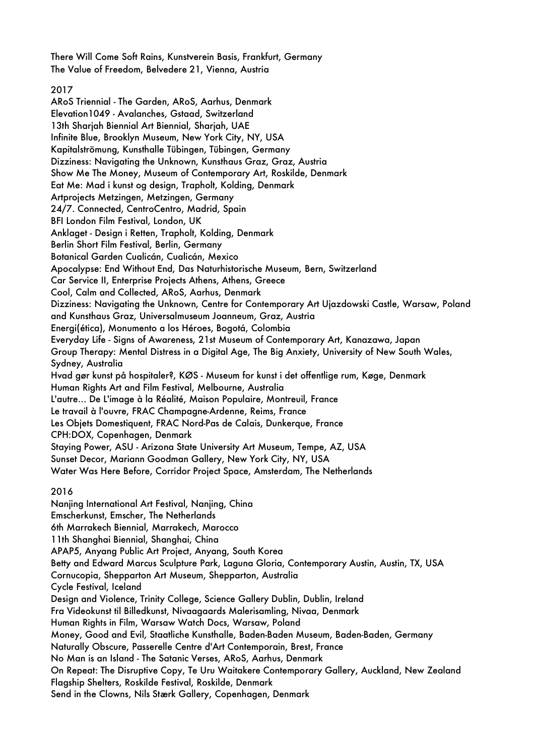There Will Come Soft Rains, Kunstverein Basis, Frankfurt, Germany
The Value of Freedom, Belvedere 21, Vienna, Austria

2017

ARoS Triennial - The Garden, ARoS, Aarhus, Denmark
Elevation1049 - Avalanches, Gstaad, Switzerland
13th Sharjah Biennial Art Biennial, Sharjah, UAE
Infinite Blue, Brooklyn Museum, New York City, NY, USA
Kapitalströmung, Kunsthalle Tübingen, Tübingen, Germany
Dizziness: Navigating the Unknown, Kunsthaus Graz, Graz, Austria
Show Me The Money, Museum of Contemporary Art, Roskilde, Denmark
Eat Me: Mad i kunst og design, Trapholt, Kolding, Denmark
Artprojects Metzingen, Metzingen, Germany
24/7. Connected, CentroCentro, Madrid, Spain
BFI London Film Festival, London, UK
Anklaget - Design i Retten, Trapholt, Kolding, Denmark
Berlin Short Film Festival, Berlin, Germany
Botanical Garden Cualicán, Cualicán, Mexico
Apocalypse: End Without End, Das Naturhistorische Museum, Bern, Switzerland
Car Service II, Enterprise Projects Athens, Athens, Greece
Cool, Calm and Collected, ARoS, Aarhus, Denmark
Dizziness: Navigating the Unknown, Centre for Contemporary Art Ujazdowski Castle, Warsaw, Poland and Kunsthaus Graz, Universalmuseum Joanneum, Graz, Austria
Energi(ética), Monumento a los Héroes, Bogotá, Colombia
Everyday Life - Signs of Awareness, 21st Museum of Contemporary Art, Kanazawa, Japan
Group Therapy: Mental Distress in a Digital Age, The Big Anxiety, University of New South Wales, Sydney, Australia
Hvad gør kunst på hospitaler?, KØS - Museum for kunst i det offentlige rum, Køge, Denmark
Human Rights Art and Film Festival, Melbourne, Australia
L'autre... De L'image à la Réalité, Maison Populaire, Montreuil, France
Le travail à l'ouvre, FRAC Champagne-Ardenne, Reims, France
Les Objets Domestiquent, FRAC Nord-Pas de Calais, Dunkerque, France
CPH:DOX, Copenhagen, Denmark
Staying Power, ASU - Arizona State University Art Museum, Tempe, AZ, USA
Sunset Decor, Mariann Goodman Gallery, New York City, NY, USA
Water Was Here Before, Corridor Project Space, Amsterdam, The Netherlands

2016

Nanjing International Art Festival, Nanjing, China
Emscherkunst, Emscher, The Netherlands
6th Marrakech Biennial, Marrakech, Marocco
11th Shanghai Biennial, Shanghai, China
APAP5, Anyang Public Art Project, Anyang, South Korea
Betty and Edward Marcus Sculpture Park, Laguna Gloria, Contemporary Austin, Austin, TX, USA
Cornucopia, Shepparton Art Museum, Shepparton, Australia
Cycle Festival, Iceland
Design and Violence, Trinity College, Science Gallery Dublin, Dublin, Ireland
Fra Videokunst til Billedkunst, Nivaagaards Malerisamling, Nivaa, Denmark
Human Rights in Film, Warsaw Watch Docs, Warsaw, Poland
Money, Good and Evil, Staatliche Kunsthalle, Baden-Baden Museum, Baden-Baden, Germany
Naturally Obscure, Passerelle Centre d'Art Contemporain, Brest, France
No Man is an Island - The Satanic Verses, ARoS, Aarhus, Denmark
On Repeat: The Disruptive Copy, Te Uru Waitakere Contemporary Gallery, Auckland, New Zealand
Flagship Shelters, Roskilde Festival, Roskilde, Denmark
Send in the Clowns, Nils Stærk Gallery, Copenhagen, Denmark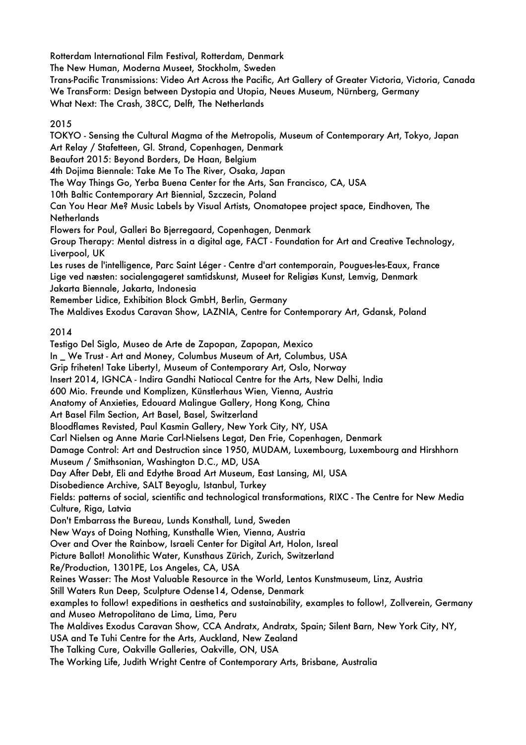Rotterdam International Film Festival, Rotterdam, Denmark
The New Human, Moderna Museet, Stockholm, Sweden
Trans-Pacific Transmissions: Video Art Across the Pacific, Art Gallery of Greater Victoria, Victoria, Canada
We TransForm: Design between Dystopia and Utopia, Neues Museum, Nürnberg, Germany
What Next: The Crash, 38CC, Delft, The Netherlands

2015

TOKYO - Sensing the Cultural Magma of the Metropolis, Museum of Contemporary Art, Tokyo, Japan
Art Relay / Stafetteen, Gl. Strand, Copenhagen, Denmark
Beaufort 2015: Beyond Borders, De Haan, Belgium
4th Dojima Biennale: Take Me To The River, Osaka, Japan
The Way Things Go, Yerba Buena Center for the Arts, San Francisco, CA, USA
10th Baltic Contemporary Art Biennial, Szczecin, Poland
Can You Hear Me? Music Labels by Visual Artists, Onomatopee project space, Eindhoven, The Netherlands
Flowers for Poul, Galleri Bo Bjerregaard, Copenhagen, Denmark
Group Therapy: Mental distress in a digital age, FACT - Foundation for Art and Creative Technology, Liverpool, UK
Les ruses de l'intelligence, Parc Saint Léger - Centre d'art contemporain, Pougues-les-Eaux, France
Lige ved næsten: socialengageret samtidskunst, Museet for Religiøs Kunst, Lemvig, Denmark
Jakarta Biennale, Jakarta, Indonesia
Remember Lidice, Exhibition Block GmbH, Berlin, Germany
The Maldives Exodus Caravan Show, LAZNIA, Centre for Contemporary Art, Gdansk, Poland

2014

Testigo Del Siglo, Museo de Arte de Zapopan, Zapopan, Mexico
In _ We Trust - Art and Money, Columbus Museum of Art, Columbus, USA
Grip friheten! Take Liberty!, Museum of Contemporary Art, Oslo, Norway
Insert 2014, IGNCA - Indira Gandhi Natiocal Centre for the Arts, New Delhi, India
600 Mio. Freunde und Komplizen, Künstlerhaus Wien, Vienna, Austria
Anatomy of Anxieties, Edouard Malingue Gallery, Hong Kong, China
Art Basel Film Section, Art Basel, Basel, Switzerland
Bloodflames Revisted, Paul Kasmin Gallery, New York City, NY, USA
Carl Nielsen og Anne Marie Carl-Nielsens Legat, Den Frie, Copenhagen, Denmark
Damage Control: Art and Destruction since 1950, MUDAM, Luxembourg, Luxembourg and Hirshhorn Museum / Smithsonian, Washington D.C., MD, USA
Day After Debt, Eli and Edythe Broad Art Museum, East Lansing, MI, USA
Disobedience Archive, SALT Beyoglu, Istanbul, Turkey
Fields: patterns of social, scientific and technological transformations, RIXC - The Centre for New Media Culture, Riga, Latvia
Don't Embarrass the Bureau, Lunds Konsthall, Lund, Sweden
New Ways of Doing Nothing, Kunsthalle Wien, Vienna, Austria
Over and Over the Rainbow, Israeli Center for Digital Art, Holon, Isreal
Picture Ballot! Monolithic Water, Kunsthaus Zürich, Zurich, Switzerland
Re/Production, 1301PE, Los Angeles, CA, USA
Reines Wasser: The Most Valuable Resource in the World, Lentos Kunstmuseum, Linz, Austria
Still Waters Run Deep, Sculpture Odense14, Odense, Denmark
examples to follow! expeditions in aesthetics and sustainability, examples to follow!, Zollverein, Germany and Museo Metropolitano de Lima, Lima, Peru
The Maldives Exodus Caravan Show, CCA Andratx, Andratx, Spain; Silent Barn, New York City, NY, USA and Te Tuhi Centre for the Arts, Auckland, New Zealand
The Talking Cure, Oakville Galleries, Oakville, ON, USA
The Working Life, Judith Wright Centre of Contemporary Arts, Brisbane, Australia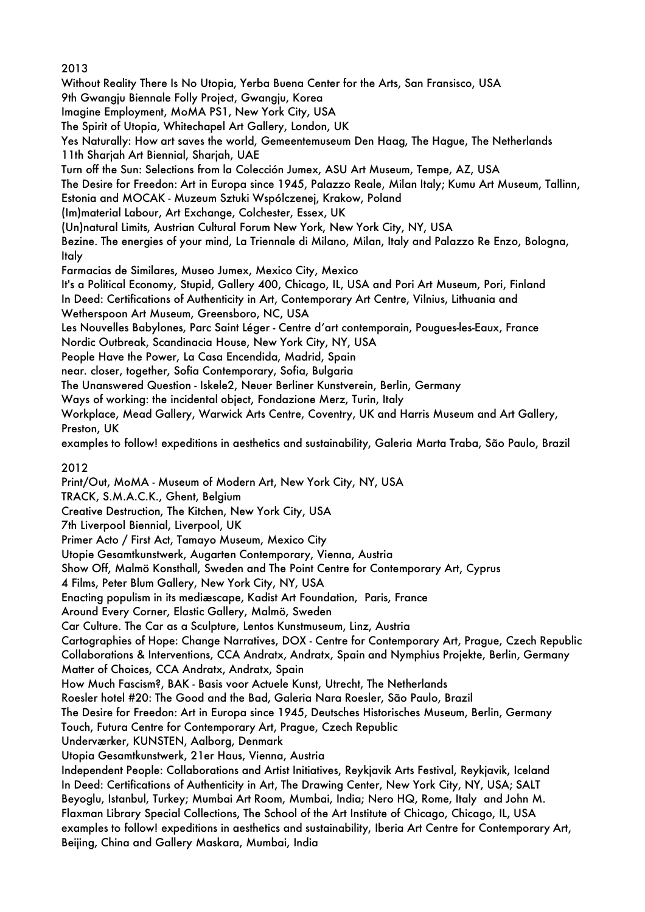## 2013

Without Reality There Is No Utopia, Yerba Buena Center for the Arts, San Fransisco, USA
9th Gwangju Biennale Folly Project, Gwangju, Korea
Imagine Employment, MoMA PS1, New York City, USA
The Spirit of Utopia, Whitechapel Art Gallery, London, UK
Yes Naturally: How art saves the world, Gemeentemuseum Den Haag, The Hague, The Netherlands
11th Sharjah Art Biennial, Sharjah, UAE
Turn off the Sun: Selections from la Colección Jumex, ASU Art Museum, Tempe, AZ, USA
The Desire for Freedon: Art in Europa since 1945, Palazzo Reale, Milan Italy; Kumu Art Museum, Tallinn, Estonia and MOCAK - Muzeum Sztuki Wspólczenej, Krakow, Poland
(Im)material Labour, Art Exchange, Colchester, Essex, UK
(Un)natural Limits, Austrian Cultural Forum New York, New York City, NY, USA
Bezine. The energies of your mind, La Triennale di Milano, Milan, Italy and Palazzo Re Enzo, Bologna, Italy
Farmacias de Similares, Museo Jumex, Mexico City, Mexico
It's a Political Economy, Stupid, Gallery 400, Chicago, IL, USA and Pori Art Museum, Pori, Finland
In Deed: Certifications of Authenticity in Art, Contemporary Art Centre, Vilnius, Lithuania and Wetherspoon Art Museum, Greensboro, NC, USA
Les Nouvelles Babylones, Parc Saint Léger - Centre d'art contemporain, Pougues-les-Eaux, France
Nordic Outbreak, Scandinacia House, New York City, NY, USA
People Have the Power, La Casa Encendida, Madrid, Spain
near. closer, together, Sofia Contemporary, Sofia, Bulgaria
The Unanswered Question - Iskele2, Neuer Berliner Kunstverein, Berlin, Germany
Ways of working: the incidental object, Fondazione Merz, Turin, Italy
Workplace, Mead Gallery, Warwick Arts Centre, Coventry, UK and Harris Museum and Art Gallery, Preston, UK
examples to follow! expeditions in aesthetics and sustainability, Galeria Marta Traba, São Paulo, Brazil

## 2012

Print/Out, MoMA - Museum of Modern Art, New York City, NY, USA
TRACK, S.M.A.C.K., Ghent, Belgium
Creative Destruction, The Kitchen, New York City, USA
7th Liverpool Biennial, Liverpool, UK
Primer Acto / First Act, Tamayo Museum, Mexico City
Utopie Gesamtkunstwerk, Augarten Contemporary, Vienna, Austria
Show Off, Malmö Konsthall, Sweden and The Point Centre for Contemporary Art, Cyprus
4 Films, Peter Blum Gallery, New York City, NY, USA
Enacting populism in its mediæscape, Kadist Art Foundation, Paris, France
Around Every Corner, Elastic Gallery, Malmö, Sweden
Car Culture. The Car as a Sculpture, Lentos Kunstmuseum, Linz, Austria
Cartographies of Hope: Change Narratives, DOX - Centre for Contemporary Art, Prague, Czech Republic
Collaborations & Interventions, CCA Andratx, Andratx, Spain and Nymphius Projekte, Berlin, Germany
Matter of Choices, CCA Andratx, Andratx, Spain
How Much Fascism?, BAK - Basis voor Actuele Kunst, Utrecht, The Netherlands
Roesler hotel #20: The Good and the Bad, Galeria Nara Roesler, São Paulo, Brazil
The Desire for Freedon: Art in Europa since 1945, Deutsches Historisches Museum, Berlin, Germany
Touch, Futura Centre for Contemporary Art, Prague, Czech Republic
Underværker, KUNSTEN, Aalborg, Denmark
Utopia Gesamtkunstwerk, 21er Haus, Vienna, Austria
Independent People: Collaborations and Artist Initiatives, Reykjavik Arts Festival, Reykjavik, Iceland
In Deed: Certifications of Authenticity in Art, The Drawing Center, New York City, NY, USA; SALT Beyoglu, Istanbul, Turkey; Mumbai Art Room, Mumbai, India; Nero HQ, Rome, Italy and John M. Flaxman Library Special Collections, The School of the Art Institute of Chicago, Chicago, IL, USA
examples to follow! expeditions in aesthetics and sustainability, Iberia Art Centre for Contemporary Art, Beijing, China and Gallery Maskara, Mumbai, India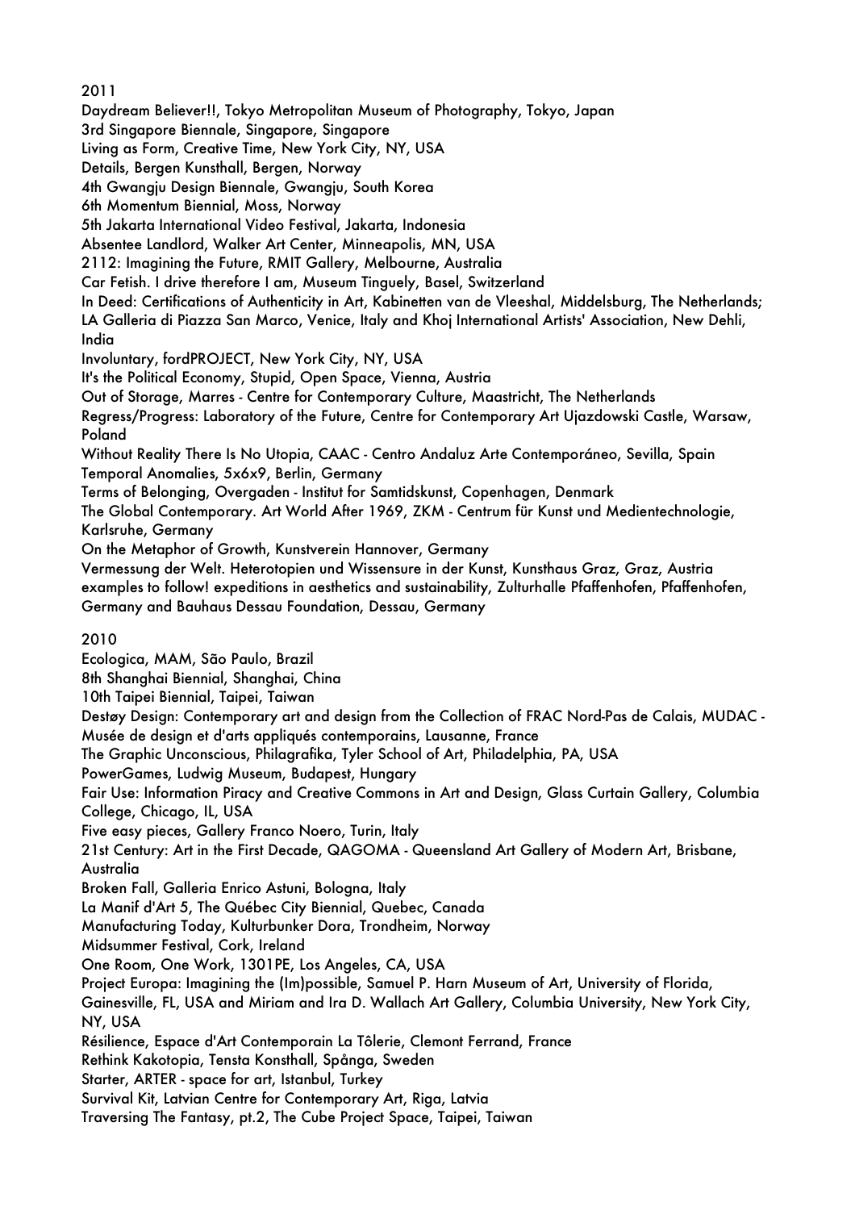2011

Daydream Believer!!, Tokyo Metropolitan Museum of Photography, Tokyo, Japan
3rd Singapore Biennale, Singapore, Singapore
Living as Form, Creative Time, New York City, NY, USA
Details, Bergen Kunsthall, Bergen, Norway
4th Gwangju Design Biennale, Gwangju, South Korea
6th Momentum Biennial, Moss, Norway
5th Jakarta International Video Festival, Jakarta, Indonesia
Absentee Landlord, Walker Art Center, Minneapolis, MN, USA
2112: Imagining the Future, RMIT Gallery, Melbourne, Australia
Car Fetish. I drive therefore I am, Museum Tinguely, Basel, Switzerland
In Deed: Certifications of Authenticity in Art, Kabinetten van de Vleeshal, Middelsburg, The Netherlands; LA Galleria di Piazza San Marco, Venice, Italy and Khoj International Artists' Association, New Dehli, India
Involuntary, fordPROJECT, New York City, NY, USA
It's the Political Economy, Stupid, Open Space, Vienna, Austria
Out of Storage, Marres - Centre for Contemporary Culture, Maastricht, The Netherlands
Regress/Progress: Laboratory of the Future, Centre for Contemporary Art Ujazdowski Castle, Warsaw, Poland
Without Reality There Is No Utopia, CAAC - Centro Andaluz Arte Contemporáneo, Sevilla, Spain
Temporal Anomalies, 5x6x9, Berlin, Germany
Terms of Belonging, Overgaden - Institut for Samtidskunst, Copenhagen, Denmark
The Global Contemporary. Art World After 1969, ZKM - Centrum für Kunst und Medientechnologie, Karlsruhe, Germany
On the Metaphor of Growth, Kunstverein Hannover, Germany
Vermessung der Welt. Heterotopien und Wissensure in der Kunst, Kunsthaus Graz, Graz, Austria
examples to follow! expeditions in aesthetics and sustainability, Zulturhalle Pfaffenhofen, Pfaffenhofen, Germany and Bauhaus Dessau Foundation, Dessau, Germany

2010

Ecologica, MAM, São Paulo, Brazil
8th Shanghai Biennial, Shanghai, China
10th Taipei Biennial, Taipei, Taiwan
Destøy Design: Contemporary art and design from the Collection of FRAC Nord-Pas de Calais, MUDAC - Musée de design et d'arts appliqués contemporains, Lausanne, France
The Graphic Unconscious, Philagrafika, Tyler School of Art, Philadelphia, PA, USA
PowerGames, Ludwig Museum, Budapest, Hungary
Fair Use: Information Piracy and Creative Commons in Art and Design, Glass Curtain Gallery, Columbia College, Chicago, IL, USA
Five easy pieces, Gallery Franco Noero, Turin, Italy
21st Century: Art in the First Decade, QAGOMA - Queensland Art Gallery of Modern Art, Brisbane, Australia
Broken Fall, Galleria Enrico Astuni, Bologna, Italy
La Manif d'Art 5, The Québec City Biennial, Quebec, Canada
Manufacturing Today, Kulturbunker Dora, Trondheim, Norway
Midsummer Festival, Cork, Ireland
One Room, One Work, 1301PE, Los Angeles, CA, USA
Project Europa: Imagining the (Im)possible, Samuel P. Harn Museum of Art, University of Florida, Gainesville, FL, USA and Miriam and Ira D. Wallach Art Gallery, Columbia University, New York City, NY, USA
Résilience, Espace d'Art Contemporain La Tôlerie, Clemont Ferrand, France
Rethink Kakotopia, Tensta Konsthall, Spånga, Sweden
Starter, ARTER - space for art, Istanbul, Turkey
Survival Kit, Latvian Centre for Contemporary Art, Riga, Latvia
Traversing The Fantasy, pt.2, The Cube Project Space, Taipei, Taiwan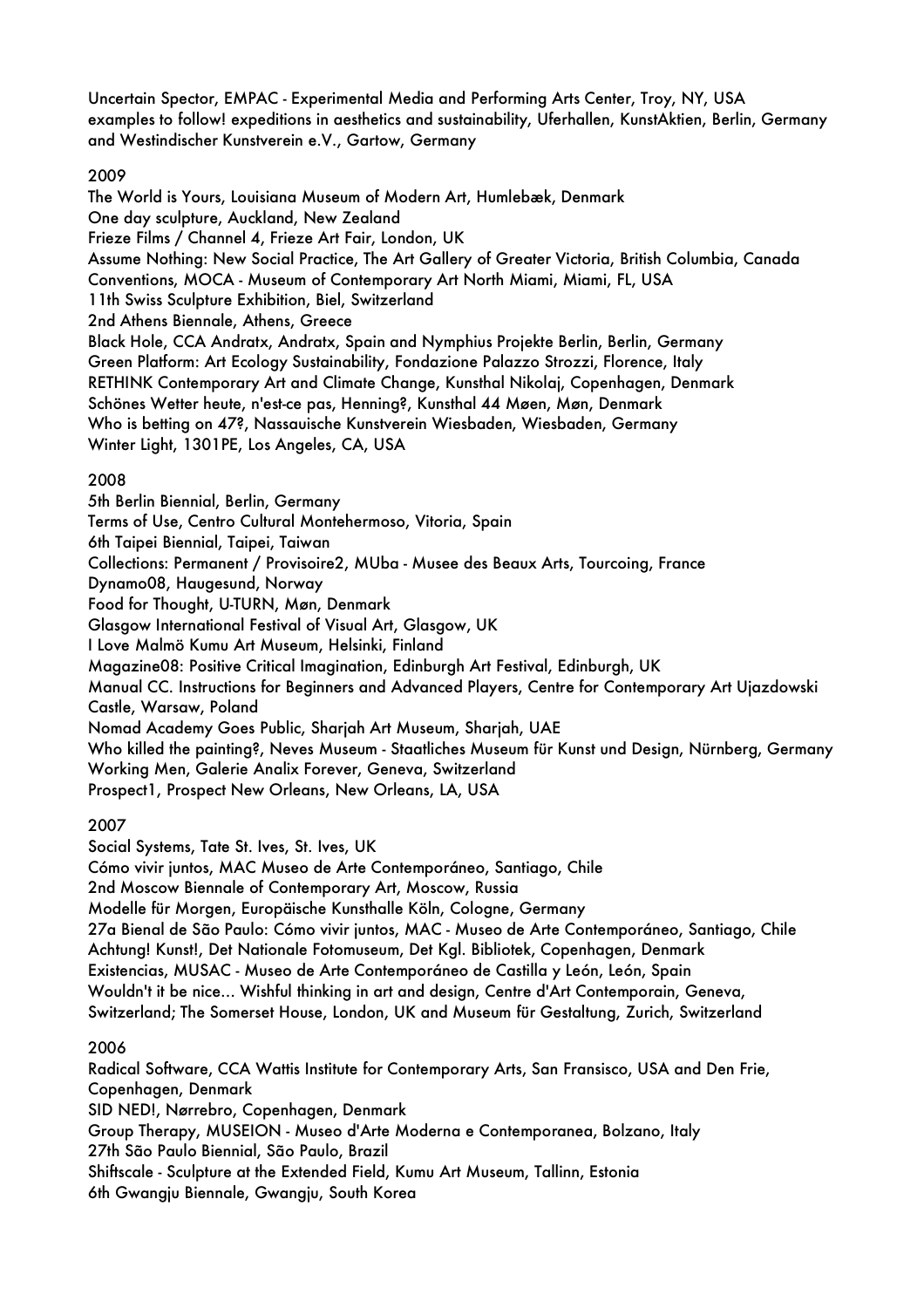Uncertain Spector, EMPAC - Experimental Media and Performing Arts Center, Troy, NY, USA
examples to follow! expeditions in aesthetics and sustainability, Uferhallen, KunstAktien, Berlin, Germany and Westindischer Kunstverein e.V., Gartow, Germany

2009

The World is Yours, Louisiana Museum of Modern Art, Humlebæk, Denmark
One day sculpture, Auckland, New Zealand
Frieze Films / Channel 4, Frieze Art Fair, London, UK
Assume Nothing: New Social Practice, The Art Gallery of Greater Victoria, British Columbia, Canada
Conventions, MOCA - Museum of Contemporary Art North Miami, Miami, FL, USA
11th Swiss Sculpture Exhibition, Biel, Switzerland
2nd Athens Biennale, Athens, Greece
Black Hole, CCA Andratx, Andratx, Spain and Nymphius Projekte Berlin, Berlin, Germany
Green Platform: Art Ecology Sustainability, Fondazione Palazzo Strozzi, Florence, Italy
RETHINK Contemporary Art and Climate Change, Kunsthal Nikolaj, Copenhagen, Denmark
Schönes Wetter heute, n'est-ce pas, Henning?, Kunsthal 44 Møen, Møn, Denmark
Who is betting on 47?, Nassauische Kunstverein Wiesbaden, Wiesbaden, Germany
Winter Light, 1301PE, Los Angeles, CA, USA

2008

5th Berlin Biennial, Berlin, Germany
Terms of Use, Centro Cultural Montehermoso, Vitoria, Spain
6th Taipei Biennial, Taipei, Taiwan
Collections: Permanent / Provisoire2, MUba - Musee des Beaux Arts, Tourcoing, France
Dynamo08, Haugesund, Norway
Food for Thought, U-TURN, Møn, Denmark
Glasgow International Festival of Visual Art, Glasgow, UK
I Love Malmö Kumu Art Museum, Helsinki, Finland
Magazine08: Positive Critical Imagination, Edinburgh Art Festival, Edinburgh, UK
Manual CC. Instructions for Beginners and Advanced Players, Centre for Contemporary Art Ujazdowski Castle, Warsaw, Poland
Nomad Academy Goes Public, Sharjah Art Museum, Sharjah, UAE
Who killed the painting?, Neves Museum - Staatliches Museum für Kunst und Design, Nürnberg, Germany
Working Men, Galerie Analix Forever, Geneva, Switzerland
Prospect1, Prospect New Orleans, New Orleans, LA, USA

2007

Social Systems, Tate St. Ives, St. Ives, UK
Cómo vivir juntos, MAC Museo de Arte Contemporáneo, Santiago, Chile
2nd Moscow Biennale of Contemporary Art, Moscow, Russia
Modelle für Morgen, Europäische Kunsthalle Köln, Cologne, Germany
27a Bienal de São Paulo: Cómo vivir juntos, MAC - Museo de Arte Contemporáneo, Santiago, Chile
Achtung! Kunst!, Det Nationale Fotomuseum, Det Kgl. Bibliotek, Copenhagen, Denmark
Existencias, MUSAC - Museo de Arte Contemporáneo de Castilla y León, León, Spain
Wouldn't it be nice... Wishful thinking in art and design, Centre d'Art Contemporain, Geneva, Switzerland; The Somerset House, London, UK and Museum für Gestaltung, Zurich, Switzerland

2006

Radical Software, CCA Wattis Institute for Contemporary Arts, San Fransisco, USA and Den Frie, Copenhagen, Denmark
SID NED!, Nørrebro, Copenhagen, Denmark
Group Therapy, MUSEION - Museo d'Arte Moderna e Contemporanea, Bolzano, Italy
27th São Paulo Biennial, São Paulo, Brazil
Shiftscale - Sculpture at the Extended Field, Kumu Art Museum, Tallinn, Estonia
6th Gwangju Biennale, Gwangju, South Korea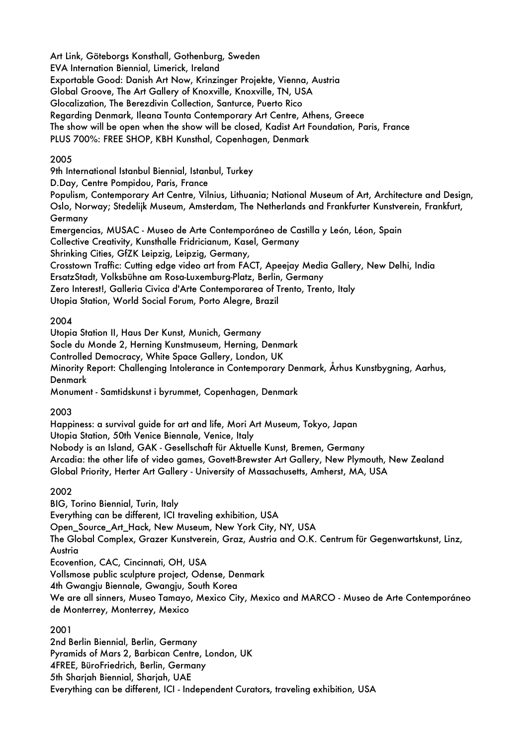Art Link, Göteborgs Konsthall, Gothenburg, Sweden
EVA Internation Biennial, Limerick, Ireland
Exportable Good: Danish Art Now, Krinzinger Projekte, Vienna, Austria
Global Groove, The Art Gallery of Knoxville, Knoxville, TN, USA
Glocalization, The Berezdivin Collection, Santurce, Puerto Rico
Regarding Denmark, Ileana Tounta Contemporary Art Centre, Athens, Greece
The show will be open when the show will be closed, Kadist Art Foundation, Paris, France
PLUS 700%: FREE SHOP, KBH Kunsthal, Copenhagen, Denmark

2005

9th International Istanbul Biennial, Istanbul, Turkey
D.Day, Centre Pompidou, Paris, France
Populism, Contemporary Art Centre, Vilnius, Lithuania; National Museum of Art, Architecture and Design, Oslo, Norway; Stedelijk Museum, Amsterdam, The Netherlands and Frankfurter Kunstverein, Frankfurt, Germany
Emergencias, MUSAC - Museo de Arte Contemporáneo de Castilla y León, Léon, Spain
Collective Creativity, Kunsthalle Fridricianum, Kasel, Germany
Shrinking Cities, GfZK Leipzig, Leipzig, Germany,
Crosstown Traffic: Cutting edge video art from FACT, Apeejay Media Gallery, New Delhi, India
ErsatzStadt, Volksbühne am Rosa-Luxemburg-Platz, Berlin, Germany
Zero Interest!, Galleria Civica d'Arte Contemporarea of Trento, Trento, Italy
Utopia Station, World Social Forum, Porto Alegre, Brazil

2004

Utopia Station II, Haus Der Kunst, Munich, Germany
Socle du Monde 2, Herning Kunstmuseum, Herning, Denmark
Controlled Democracy, White Space Gallery, London, UK
Minority Report: Challenging Intolerance in Contemporary Denmark, Århus Kunstbygning, Aarhus, Denmark
Monument - Samtidskunst i byrummet, Copenhagen, Denmark

2003

Happiness: a survival guide for art and life, Mori Art Museum, Tokyo, Japan
Utopia Station, 50th Venice Biennale, Venice, Italy
Nobody is an Island, GAK - Gesellschaft für Aktuelle Kunst, Bremen, Germany
Arcadia: the other life of video games, Govett-Brewster Art Gallery, New Plymouth, New Zealand
Global Priority, Herter Art Gallery - University of Massachusetts, Amherst, MA, USA

2002

BIG, Torino Biennial, Turin, Italy
Everything can be different, ICI traveling exhibition, USA
Open_Source_Art_Hack, New Museum, New York City, NY, USA
The Global Complex, Grazer Kunstverein, Graz, Austria and O.K. Centrum für Gegenwartskunst, Linz, Austria
Ecovention, CAC, Cincinnati, OH, USA
Vollsmose public sculpture project, Odense, Denmark
4th Gwangju Biennale, Gwangju, South Korea
We are all sinners, Museo Tamayo, Mexico City, Mexico and MARCO - Museo de Arte Contemporáneo de Monterrey, Monterrey, Mexico

2001

2nd Berlin Biennial, Berlin, Germany
Pyramids of Mars 2, Barbican Centre, London, UK
4FREE, BüroFriedrich, Berlin, Germany
5th Sharjah Biennial, Sharjah, UAE
Everything can be different, ICI - Independent Curators, traveling exhibition, USA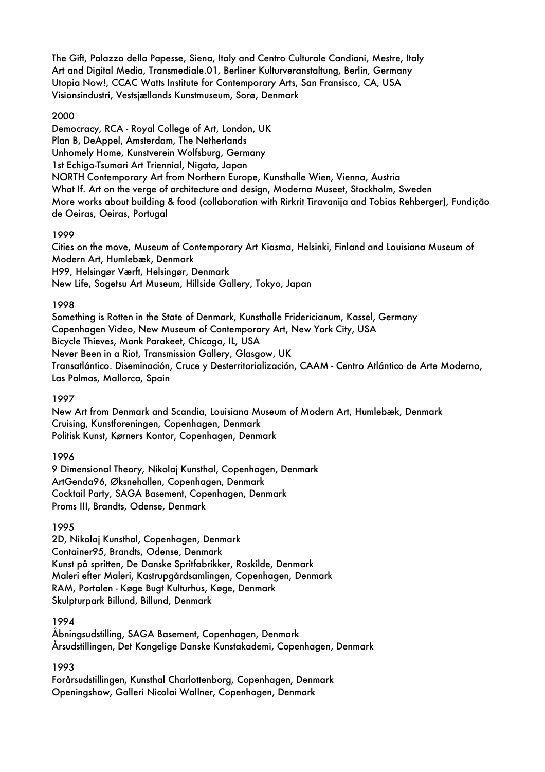The Gift, Palazzo della Papesse, Siena, Italy and Centro Culturale Candiani, Mestre, Italy
Art and Digital Media, Transmediale.01, Berliner Kulturveranstaltung, Berlin, Germany
Utopia Now!, CCAC Watts Institute for Contemporary Arts, San Fransisco, CA, USA
Visionsindustri, Vestsjællands Kunstmuseum, Sorø, Denmark

2000
Democracy, RCA - Royal College of Art, London, UK
Plan B, DeAppel, Amsterdam, The Netherlands
Unhomely Home, Kunstverein Wolfsburg, Germany
1st Echigo-Tsumari Art Triennial, Nigata, Japan
NORTH Contemporary Art from Northern Europe, Kunsthalle Wien, Vienna, Austria
What If. Art on the verge of architecture and design, Moderna Museet, Stockholm, Sweden
More works about building & food (collaboration with Rirkrit Tiravanija and Tobias Rehberger), Fundição de Oeiras, Oeiras, Portugal

1999
Cities on the move, Museum of Contemporary Art Kiasma, Helsinki, Finland and Louisiana Museum of Modern Art, Humlebæk, Denmark
H99, Helsingør Værft, Helsingør, Denmark
New Life, Sogetsu Art Museum, Hillside Gallery, Tokyo, Japan

1998
Something is Rotten in the State of Denmark, Kunsthalle Fridericianum, Kassel, Germany
Copenhagen Video, New Museum of Contemporary Art, New York City, USA
Bicycle Thieves, Monk Parakeet, Chicago, IL, USA
Never Been in a Riot, Transmission Gallery, Glasgow, UK
Transatlántico. Diseminación, Cruce y Desterritorialización, CAAM - Centro Atlántico de Arte Moderno, Las Palmas, Mallorca, Spain

1997
New Art from Denmark and Scandia, Louisiana Museum of Modern Art, Humlebæk, Denmark
Cruising, Kunstforeningen, Copenhagen, Denmark
Politisk Kunst, Kørners Kontor, Copenhagen, Denmark

1996
9 Dimensional Theory, Nikolaj Kunsthal, Copenhagen, Denmark
ArtGenda96, Øksnehallen, Copenhagen, Denmark
Cocktail Party, SAGA Basement, Copenhagen, Denmark
Proms III, Brandts, Odense, Denmark

1995
2D, Nikolaj Kunsthal, Copenhagen, Denmark
Container95, Brandts, Odense, Denmark
Kunst på spritten, De Danske Spritfabrikker, Roskilde, Denmark
Maleri efter Maleri, Kastrupgårdsamlingen, Copenhagen, Denmark
RAM, Portalen - Køge Bugt Kulturhus, Køge, Denmark
Skulpturpark Billund, Billund, Denmark

1994
Åbningsudstilling, SAGA Basement, Copenhagen, Denmark
Årsudstillingen, Det Kongelige Danske Kunstakademi, Copenhagen, Denmark

1993
Forårsudstillingen, Kunsthal Charlottenborg, Copenhagen, Denmark
Openingshow, Galleri Nicolai Wallner, Copenhagen, Denmark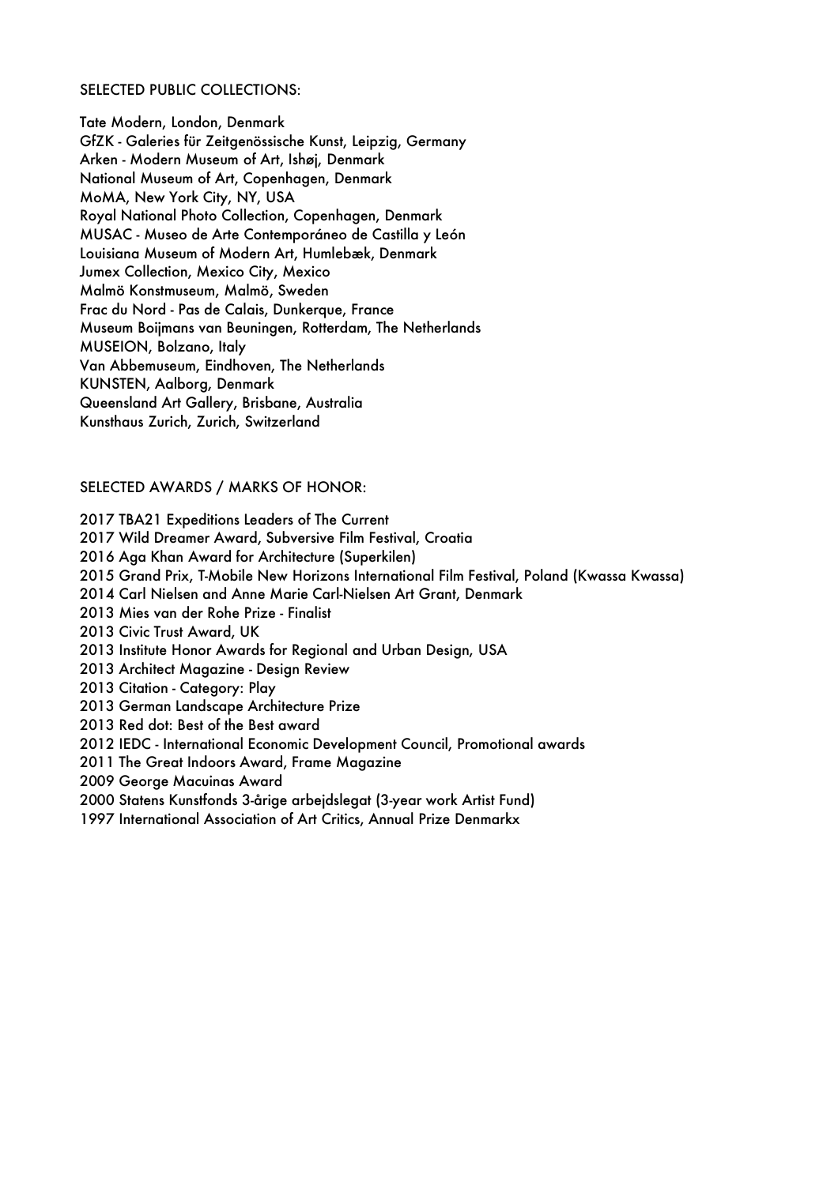SELECTED PUBLIC COLLECTIONS:

Tate Modern, London, Denmark
GfZK - Galeries für Zeitgenössische Kunst, Leipzig, Germany
Arken - Modern Museum of Art, Ishøj, Denmark
National Museum of Art, Copenhagen, Denmark
MoMA, New York City, NY, USA
Royal National Photo Collection, Copenhagen, Denmark
MUSAC - Museo de Arte Contemporáneo de Castilla y León
Louisiana Museum of Modern Art, Humlebæk, Denmark
Jumex Collection, Mexico City, Mexico
Malmö Konstmuseum, Malmö, Sweden
Frac du Nord - Pas de Calais, Dunkerque, France
Museum Boijmans van Beuningen, Rotterdam, The Netherlands
MUSEION, Bolzano, Italy
Van Abbemuseum, Eindhoven, The Netherlands
KUNSTEN, Aalborg, Denmark
Queensland Art Gallery, Brisbane, Australia
Kunsthaus Zurich, Zurich, Switzerland

SELECTED AWARDS / MARKS OF HONOR:

2017 TBA21 Expeditions Leaders of The Current
2017 Wild Dreamer Award, Subversive Film Festival, Croatia
2016 Aga Khan Award for Architecture (Superkilen)
2015 Grand Prix, T-Mobile New Horizons International Film Festival, Poland (Kwassa Kwassa)
2014 Carl Nielsen and Anne Marie Carl-Nielsen Art Grant, Denmark
2013 Mies van der Rohe Prize - Finalist
2013 Civic Trust Award, UK
2013 Institute Honor Awards for Regional and Urban Design, USA
2013 Architect Magazine - Design Review
2013 Citation - Category: Play
2013 German Landscape Architecture Prize
2013 Red dot: Best of the Best award
2012 IEDC - International Economic Development Council, Promotional awards
2011 The Great Indoors Award, Frame Magazine
2009 George Macuinas Award
2000 Statens Kunstfonds 3-årige arbejdslegat (3-year work Artist Fund)
1997 International Association of Art Critics, Annual Prize Denmarkx